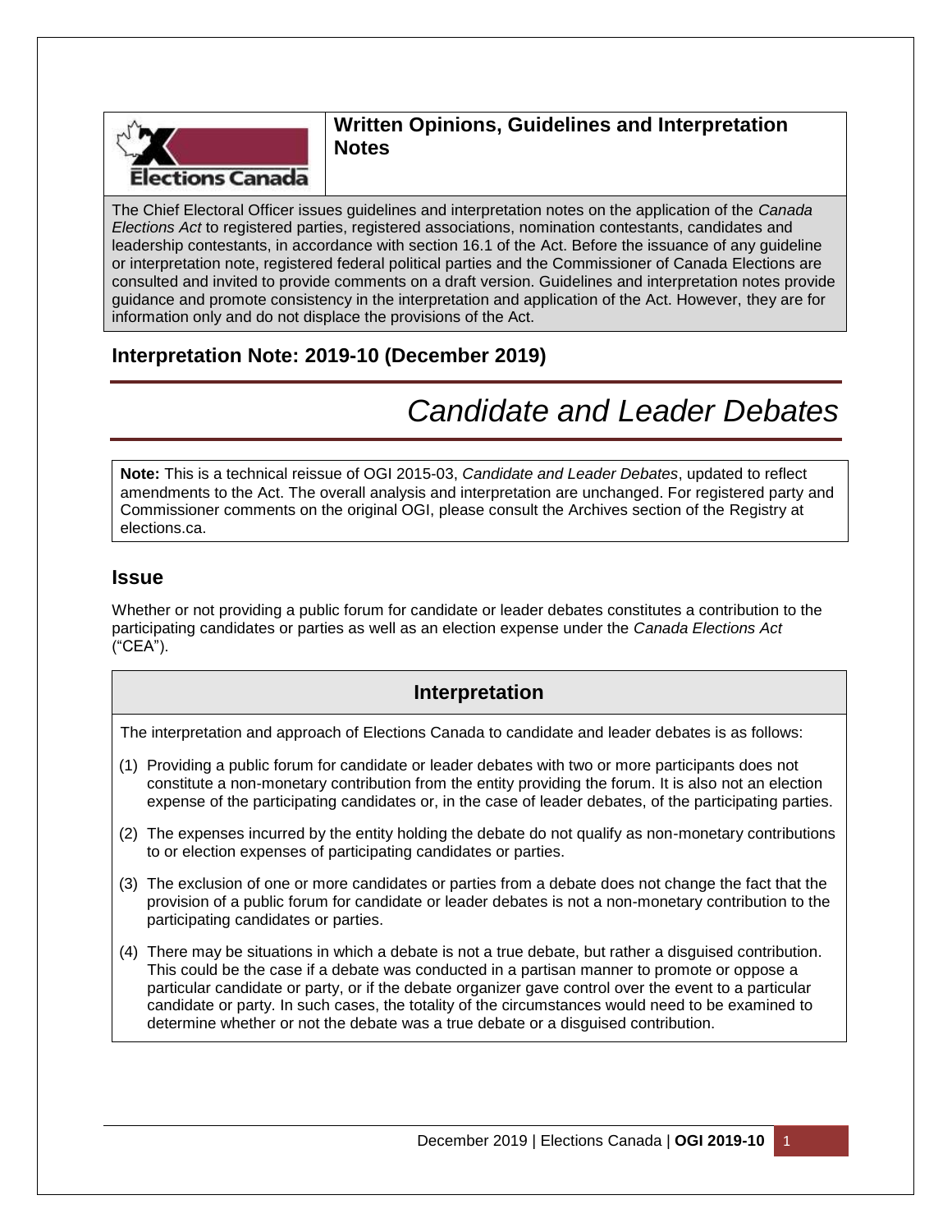## Written Opinions, Guidelines and Interpretation Notes

The Chief Electoral Officer issues guidelines and interpretation notes on the application of the *Canada Elections Act* to registered parties, registered associations, nomination contestants, candidates and leadership contestants, in accordance with section 16.1 of the Act. Before the issuance of any guideline or interpretation note, registered federal political parties and the Commissioner of Canada Elections are consulted and invited to provide comments on a draft version. Guidelines and interpretation notes provide guidance and promote consistency in the interpretation and application of the Act. However, they are for information only and do not displace the provisions of the Act.

### Interpretation Note: 2019-10 (December 2019)

# *Candidate and Leader Debates*

**Note:** This is a technical reissue of OGI 2015-03, *Candidate and Leader Debates*, updated to reflect amendments to the Act. The overall analysis and interpretation are unchanged. For registered party and Commissioner comments on the original OGI, please consult the Archives section of the Registry at elections.ca.

## Issue

Whether or not providing a public forum for candidate or leader debates constitutes a contribution to the participating candidates or parties as well as an election expense under the *Canada Elections Act* ("CEA").

## Interpretation

The interpretation and approach of Elections Canada to candidate and leader debates is as follows:

(1) Providing a public forum for candidate or leader debates with two or more participants does not constitute a non-monetary contribution from the entity providing the forum. It is also not an election expense of the participating candidates or, in the case of leader debates, of the participating parties.

(2) The expenses incurred by the entity holding the debate do not qualify as non-monetary contributions to or election expenses of participating candidates or parties.

(3) The exclusion of one or more candidates or parties from a debate does not change the fact that the provision of a public forum for candidate or leader debates is not a non-monetary contribution to the participating candidates or parties.

(4) There may be situations in which a debate is not a true debate, but rather a disguised contribution. This could be the case if a debate was conducted in a partisan manner to promote or oppose a particular candidate or party, or if the debate organizer gave control over the event to a particular candidate or party. In such cases, the totality of the circumstances would need to be examined to determine whether or not the debate was a true debate or a disguised contribution.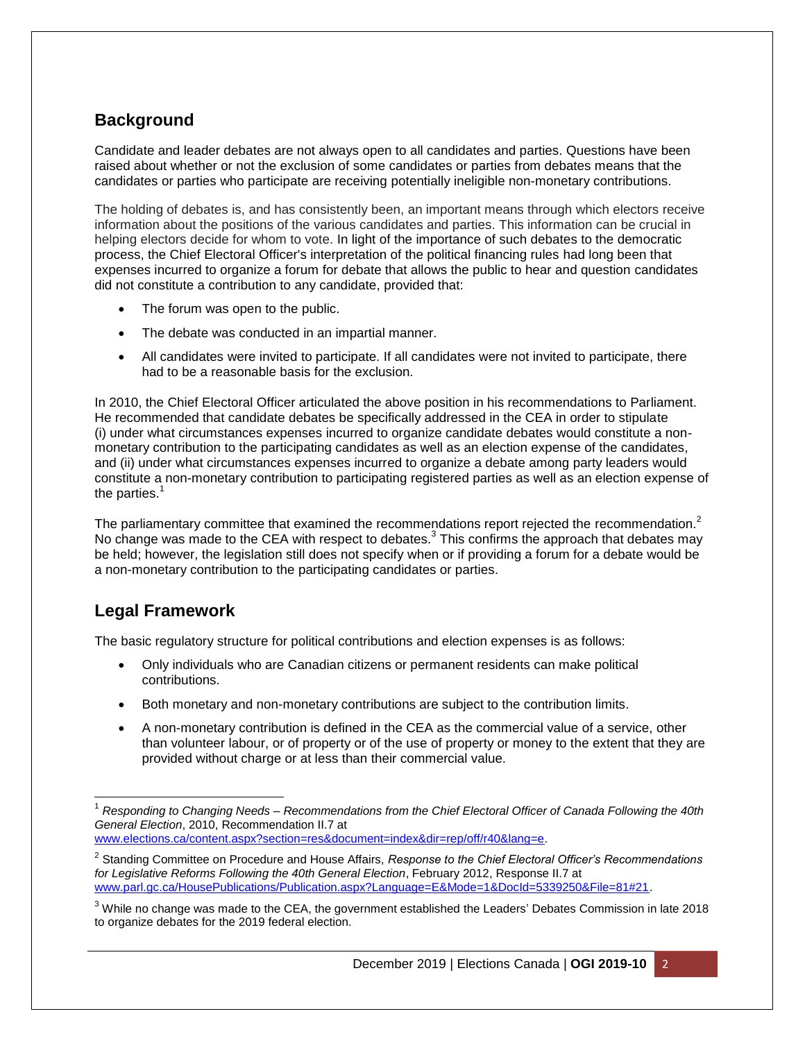## Background

Candidate and leader debates are not always open to all candidates and parties. Questions have been raised about whether or not the exclusion of some candidates or parties from debates means that the candidates or parties who participate are receiving potentially ineligible non-monetary contributions.

The holding of debates is, and has consistently been, an important means through which electors receive information about the positions of the various candidates and parties. This information can be crucial in helping electors decide for whom to vote. In light of the importance of such debates to the democratic process, the Chief Electoral Officer's interpretation of the political financing rules had long been that expenses incurred to organize a forum for debate that allows the public to hear and question candidates did not constitute a contribution to any candidate, provided that:

- The forum was open to the public.
- The debate was conducted in an impartial manner.
- All candidates were invited to participate. If all candidates were not invited to participate, there had to be a reasonable basis for the exclusion.

In 2010, the Chief Electoral Officer articulated the above position in his recommendations to Parliament. He recommended that candidate debates be specifically addressed in the CEA in order to stipulate (i) under what circumstances expenses incurred to organize candidate debates would constitute a non-monetary contribution to the participating candidates as well as an election expense of the candidates, and (ii) under what circumstances expenses incurred to organize a debate among party leaders would constitute a non-monetary contribution to participating registered parties as well as an election expense of the parties.[1]

The parliamentary committee that examined the recommendations report rejected the recommendation.[2] No change was made to the CEA with respect to debates.[3] This confirms the approach that debates may be held; however, the legislation still does not specify when or if providing a forum for a debate would be a non-monetary contribution to the participating candidates or parties.

## Legal Framework

The basic regulatory structure for political contributions and election expenses is as follows:

- Only individuals who are Canadian citizens or permanent residents can make political contributions.
- Both monetary and non-monetary contributions are subject to the contribution limits.
- A non-monetary contribution is defined in the CEA as the commercial value of a service, other than volunteer labour, or of property or of the use of property or money to the extent that they are provided without charge or at less than their commercial value.

---

[1] *Responding to Changing Needs – Recommendations from the Chief Electoral Officer of Canada Following the 40th General Election*, 2010, Recommendation II.7 at www.elections.ca/content.aspx?section=res&document=index&dir=rep/off/r40&lang=e.

[2] Standing Committee on Procedure and House Affairs, *Response to the Chief Electoral Officer's Recommendations for Legislative Reforms Following the 40th General Election*, February 2012, Response II.7 at www.parl.gc.ca/HousePublications/Publication.aspx?Language=E&Mode=1&DocId=5339250&File=81#21.

[3] While no change was made to the CEA, the government established the Leaders' Debates Commission in late 2018 to organize debates for the 2019 federal election.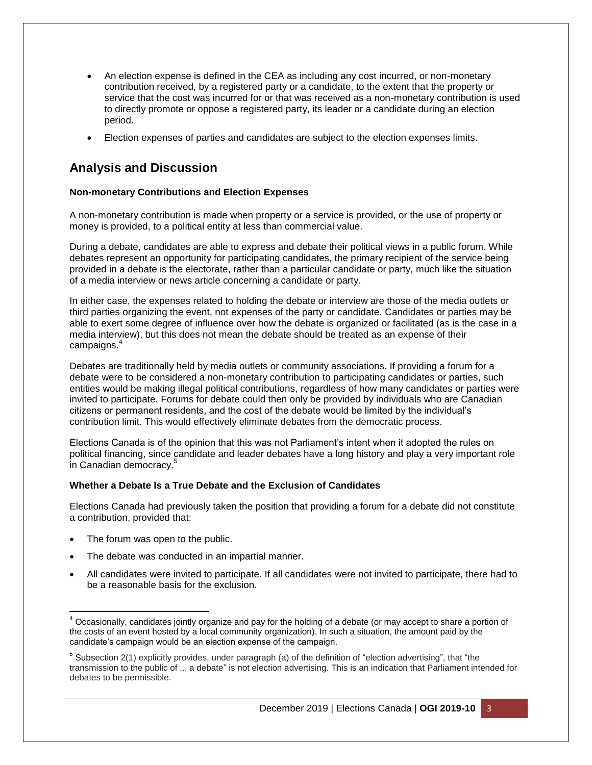- An election expense is defined in the CEA as including any cost incurred, or non-monetary contribution received, by a registered party or a candidate, to the extent that the property or service that the cost was incurred for or that was received as a non-monetary contribution is used to directly promote or oppose a registered party, its leader or a candidate during an election period.
- Election expenses of parties and candidates are subject to the election expenses limits.

## Analysis and Discussion

**Non-monetary Contributions and Election Expenses**

A non-monetary contribution is made when property or a service is provided, or the use of property or money is provided, to a political entity at less than commercial value.

During a debate, candidates are able to express and debate their political views in a public forum. While debates represent an opportunity for participating candidates, the primary recipient of the service being provided in a debate is the electorate, rather than a particular candidate or party, much like the situation of a media interview or news article concerning a candidate or party.

In either case, the expenses related to holding the debate or interview are those of the media outlets or third parties organizing the event, not expenses of the party or candidate. Candidates or parties may be able to exert some degree of influence over how the debate is organized or facilitated (as is the case in a media interview), but this does not mean the debate should be treated as an expense of their campaigns.[4]

Debates are traditionally held by media outlets or community associations. If providing a forum for a debate were to be considered a non-monetary contribution to participating candidates or parties, such entities would be making illegal political contributions, regardless of how many candidates or parties were invited to participate. Forums for debate could then only be provided by individuals who are Canadian citizens or permanent residents, and the cost of the debate would be limited by the individual's contribution limit. This would effectively eliminate debates from the democratic process.

Elections Canada is of the opinion that this was not Parliament's intent when it adopted the rules on political financing, since candidate and leader debates have a long history and play a very important role in Canadian democracy.[5]

**Whether a Debate Is a True Debate and the Exclusion of Candidates**

Elections Canada had previously taken the position that providing a forum for a debate did not constitute a contribution, provided that:

- The forum was open to the public.
- The debate was conducted in an impartial manner.
- All candidates were invited to participate. If all candidates were not invited to participate, there had to be a reasonable basis for the exclusion.

---

[4] Occasionally, candidates jointly organize and pay for the holding of a debate (or may accept to share a portion of the costs of an event hosted by a local community organization). In such a situation, the amount paid by the candidate's campaign would be an election expense of the campaign.

[5] Subsection 2(1) explicitly provides, under paragraph (a) of the definition of "election advertising", that "the transmission to the public of ... a debate" is not election advertising. This is an indication that Parliament intended for debates to be permissible.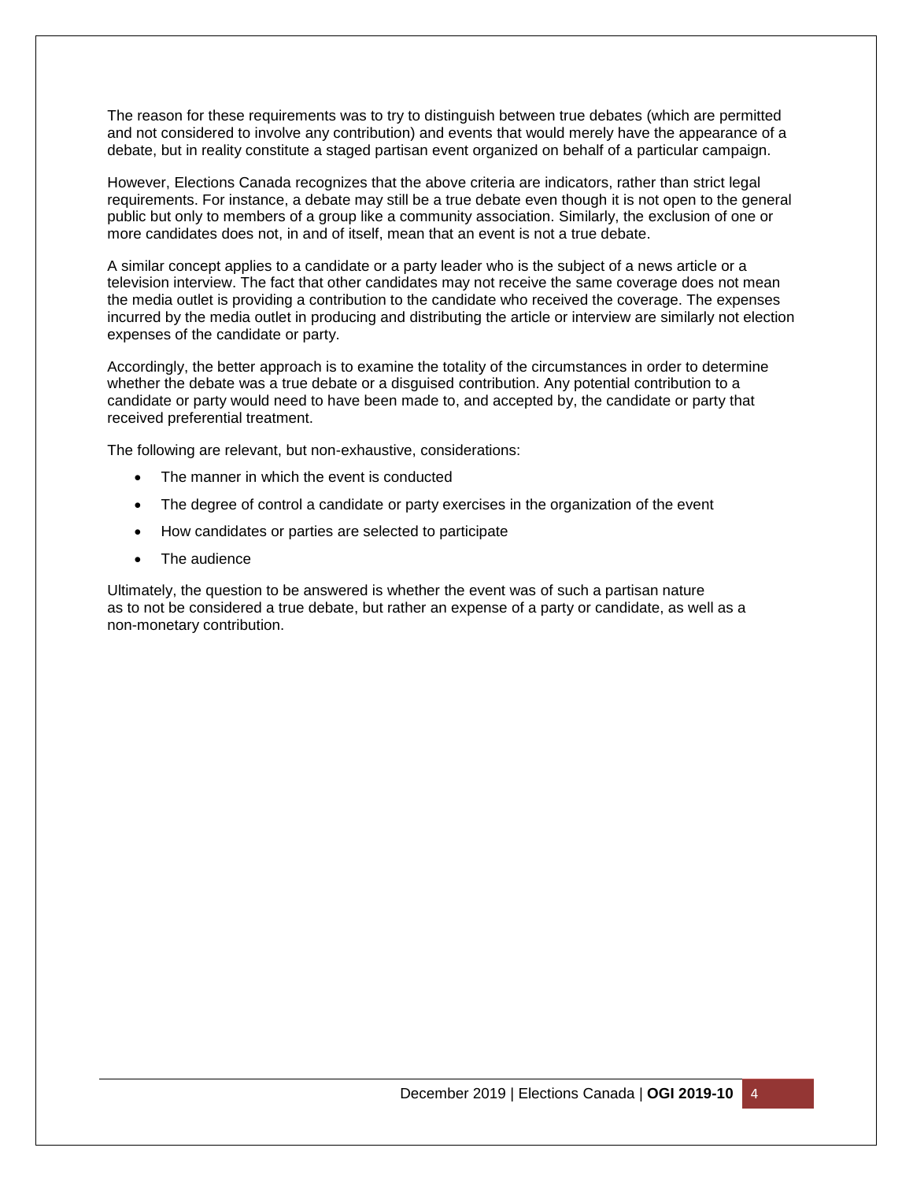The reason for these requirements was to try to distinguish between true debates (which are permitted and not considered to involve any contribution) and events that would merely have the appearance of a debate, but in reality constitute a staged partisan event organized on behalf of a particular campaign.

However, Elections Canada recognizes that the above criteria are indicators, rather than strict legal requirements. For instance, a debate may still be a true debate even though it is not open to the general public but only to members of a group like a community association. Similarly, the exclusion of one or more candidates does not, in and of itself, mean that an event is not a true debate.

A similar concept applies to a candidate or a party leader who is the subject of a news article or a television interview. The fact that other candidates may not receive the same coverage does not mean the media outlet is providing a contribution to the candidate who received the coverage. The expenses incurred by the media outlet in producing and distributing the article or interview are similarly not election expenses of the candidate or party.

Accordingly, the better approach is to examine the totality of the circumstances in order to determine whether the debate was a true debate or a disguised contribution. Any potential contribution to a candidate or party would need to have been made to, and accepted by, the candidate or party that received preferential treatment.

The following are relevant, but non-exhaustive, considerations:

- The manner in which the event is conducted
- The degree of control a candidate or party exercises in the organization of the event
- How candidates or parties are selected to participate
- The audience

Ultimately, the question to be answered is whether the event was of such a partisan nature as to not be considered a true debate, but rather an expense of a party or candidate, as well as a non-monetary contribution.